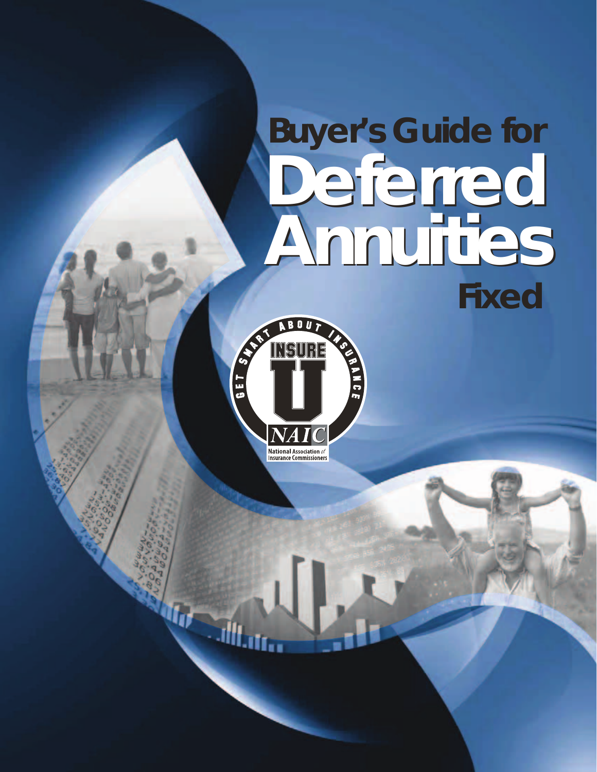# Buyer's Guide for Deferred Annuities

## Fixed

GET SMART ABOUT INSURANCE

INSURE U

NAIC

National Association of Insurance Commissioners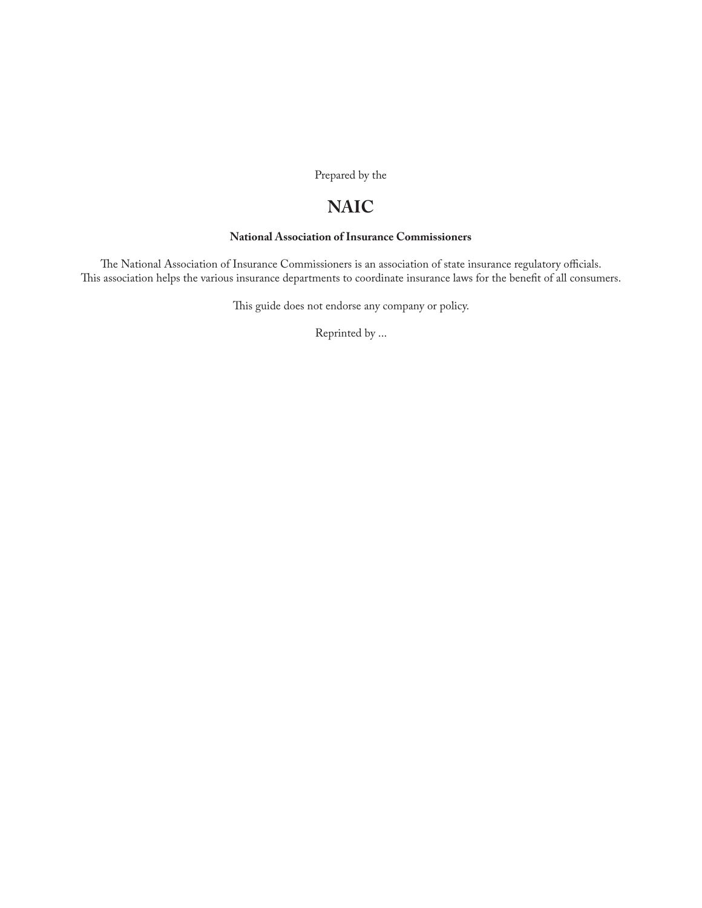Prepared by the

# NAIC

**National Association of Insurance Commissioners**

The National Association of Insurance Commissioners is an association of state insurance regulatory officials. This association helps the various insurance departments to coordinate insurance laws for the benefit of all consumers.

This guide does not endorse any company or policy.

Reprinted by ...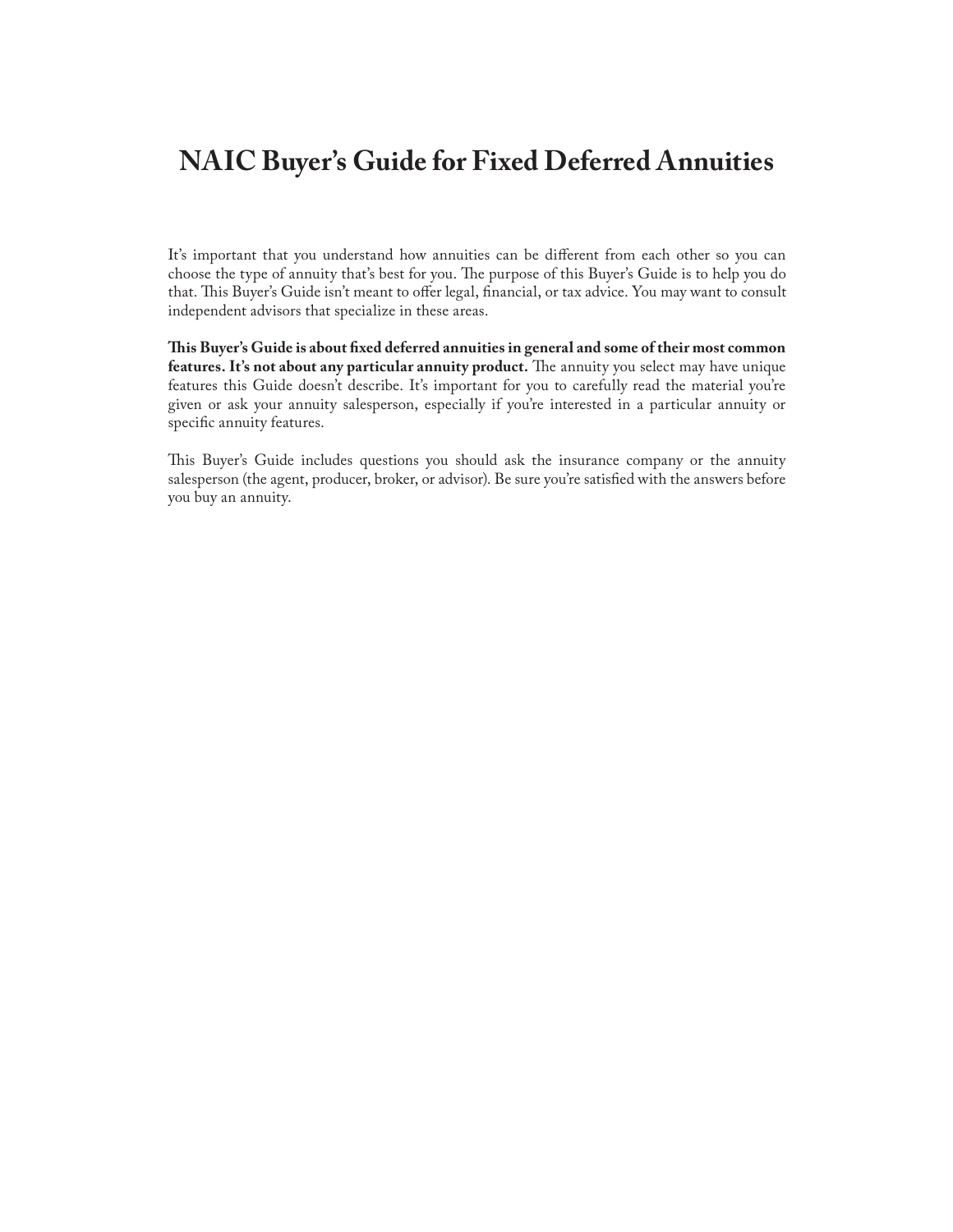# NAIC Buyer's Guide for Fixed Deferred Annuities

It's important that you understand how annuities can be different from each other so you can choose the type of annuity that's best for you. The purpose of this Buyer's Guide is to help you do that. This Buyer's Guide isn't meant to offer legal, financial, or tax advice. You may want to consult independent advisors that specialize in these areas.

**This Buyer's Guide is about fixed deferred annuities in general and some of their most common features. It's not about any particular annuity product.** The annuity you select may have unique features this Guide doesn't describe. It's important for you to carefully read the material you're given or ask your annuity salesperson, especially if you're interested in a particular annuity or specific annuity features.

This Buyer's Guide includes questions you should ask the insurance company or the annuity salesperson (the agent, producer, broker, or advisor). Be sure you're satisfied with the answers before you buy an annuity.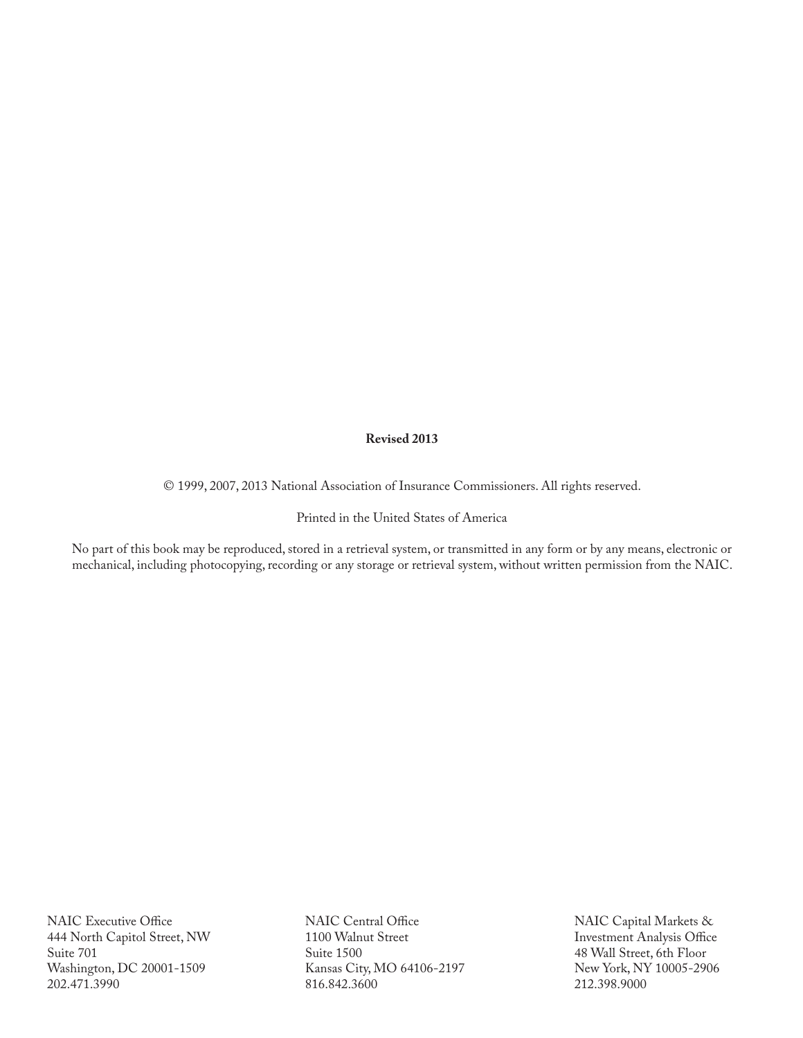**Revised 2013**

© 1999, 2007, 2013 National Association of Insurance Commissioners. All rights reserved.

Printed in the United States of America

No part of this book may be reproduced, stored in a retrieval system, or transmitted in any form or by any means, electronic or mechanical, including photocopying, recording or any storage or retrieval system, without written permission from the NAIC.

NAIC Executive Office
444 North Capitol Street, NW
Suite 701
Washington, DC 20001-1509
202.471.3990

NAIC Central Office
1100 Walnut Street
Suite 1500
Kansas City, MO 64106-2197
816.842.3600

NAIC Capital Markets &
Investment Analysis Office
48 Wall Street, 6th Floor
New York, NY 10005-2906
212.398.9000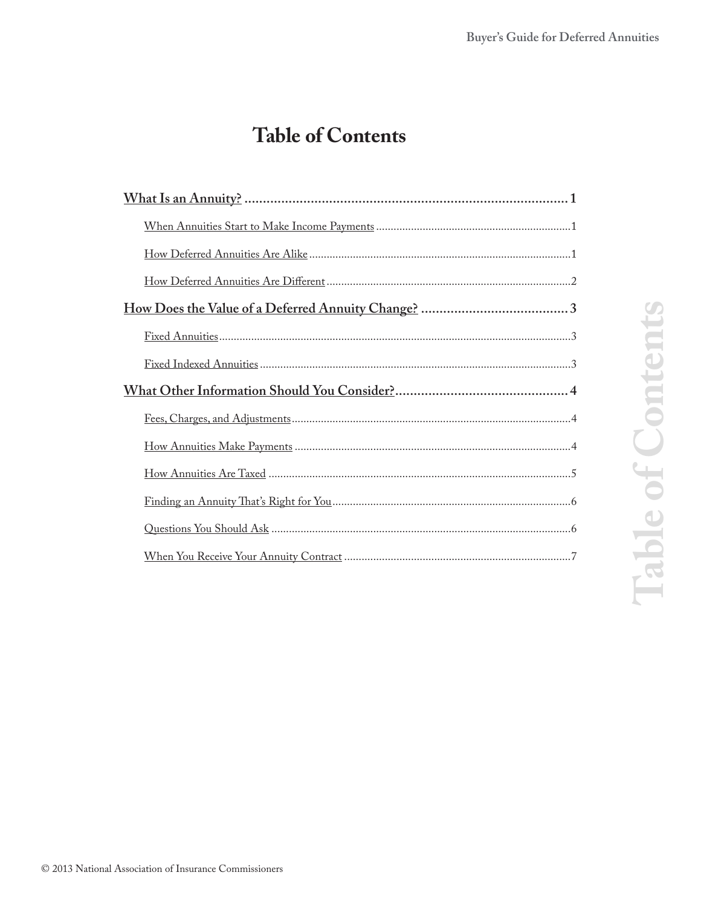# Table of Contents

**What Is an Annuity? ........................................................................................ 1**

- When Annuities Start to Make Income Payments ..................................................................1
- How Deferred Annuities Are Alike ..........................................................................................1
- How Deferred Annuities Are Different ....................................................................................2

**How Does the Value of a Deferred Annuity Change? ........................................ 3**

- Fixed Annuities..........................................................................................................................3
- Fixed Indexed Annuities ...........................................................................................................3

**What Other Information Should You Consider?............................................... 4**

- Fees, Charges, and Adjustments................................................................................................4
- How Annuities Make Payments ...............................................................................................4
- How Annuities Are Taxed ........................................................................................................5
- Finding an Annuity That's Right for You..................................................................................6
- Questions You Should Ask .......................................................................................................6
- When You Receive Your Annuity Contract ..............................................................................7

© 2013 National Association of Insurance Commissioners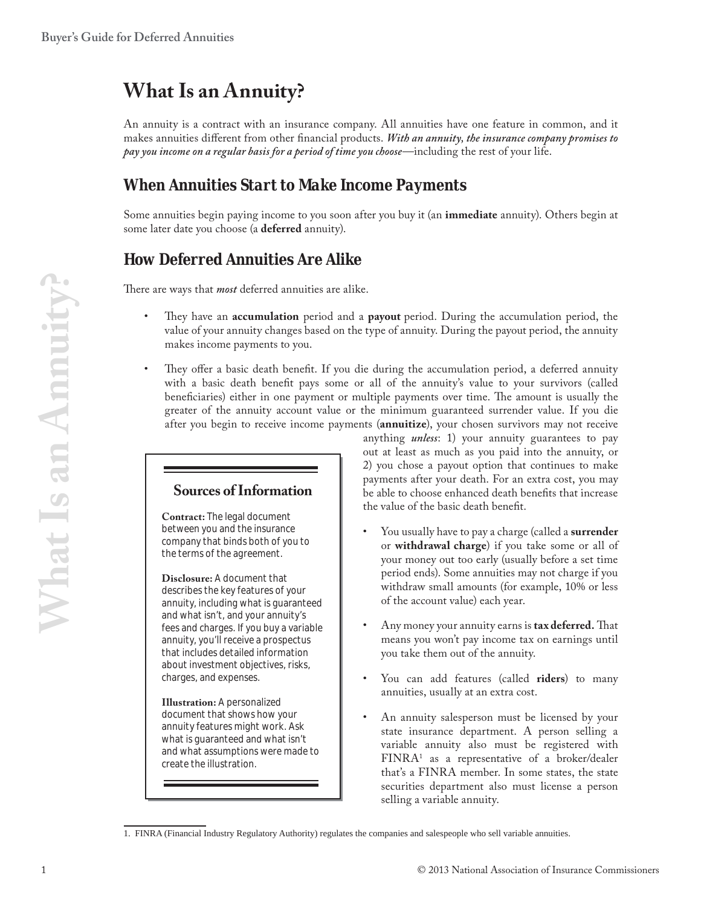# What Is an Annuity?

An annuity is a contract with an insurance company. All annuities have one feature in common, and it makes annuities different from other financial products. ***With an annuity, the insurance company promises to pay you income on a regular basis for a period of time you choose***—including the rest of your life.

## When Annuities Start to Make Income Payments

Some annuities begin paying income to you soon after you buy it (an **immediate** annuity). Others begin at some later date you choose (a **deferred** annuity).

## How Deferred Annuities Are Alike

There are ways that ***most*** deferred annuities are alike.

- They have an **accumulation** period and a **payout** period. During the accumulation period, the value of your annuity changes based on the type of annuity. During the payout period, the annuity makes income payments to you.

- They offer a basic death benefit. If you die during the accumulation period, a deferred annuity with a basic death benefit pays some or all of the annuity's value to your survivors (called beneficiaries) either in one payment or multiple payments over time. The amount is usually the greater of the annuity account value or the minimum guaranteed surrender value. If you die after you begin to receive income payments (**annuitize**), your chosen survivors may not receive anything ***unless***: 1) your annuity guarantees to pay out at least as much as you paid into the annuity, or 2) you chose a payout option that continues to make payments after your death. For an extra cost, you may be able to choose enhanced death benefits that increase the value of the basic death benefit.

- You usually have to pay a charge (called a **surrender** or **withdrawal charge**) if you take some or all of your money out too early (usually before a set time period ends). Some annuities may not charge if you withdraw small amounts (for example, 10% or less of the account value) each year.

- Any money your annuity earns is **tax deferred.** That means you won't pay income tax on earnings until you take them out of the annuity.

- You can add features (called **riders**) to many annuities, usually at an extra cost.

- An annuity salesperson must be licensed by your state insurance department. A person selling a variable annuity also must be registered with FINRA[1] as a representative of a broker/dealer that's a FINRA member. In some states, the state securities department also must license a person selling a variable annuity.

### Sources of Information

**Contract:** The legal document between you and the insurance company that binds both of you to the terms of the agreement.

**Disclosure:** A document that describes the key features of your annuity, including what is guaranteed and what isn't, and your annuity's fees and charges. If you buy a variable annuity, you'll receive a prospectus that includes detailed information about investment objectives, risks, charges, and expenses.

**Illustration:** A personalized document that shows how your annuity features might work. Ask what is guaranteed and what isn't and what assumptions were made to create the illustration.

1. FINRA (Financial Industry Regulatory Authority) regulates the companies and salespeople who sell variable annuities.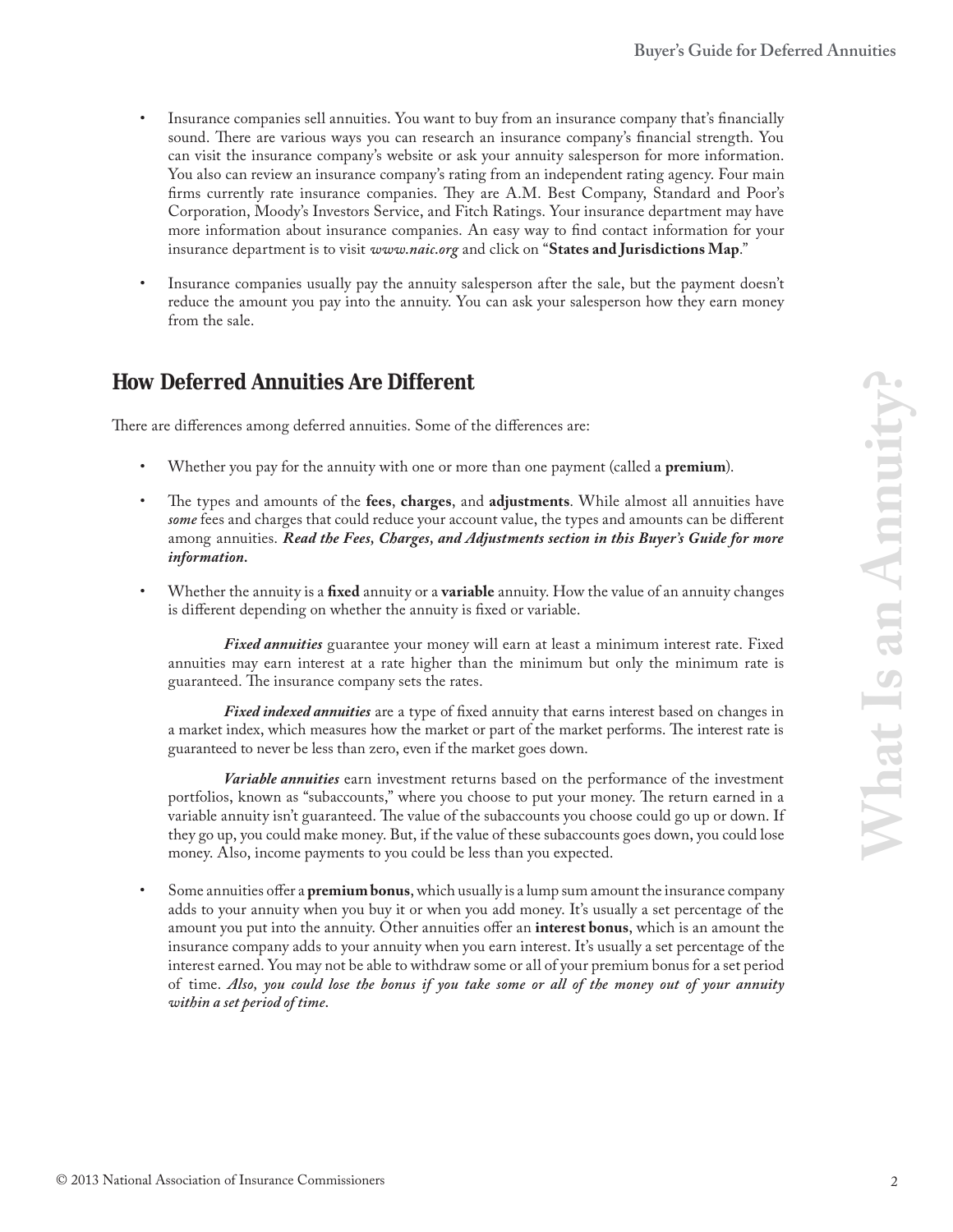- Insurance companies sell annuities. You want to buy from an insurance company that's financially sound. There are various ways you can research an insurance company's financial strength. You can visit the insurance company's website or ask your annuity salesperson for more information. You also can review an insurance company's rating from an independent rating agency. Four main firms currently rate insurance companies. They are A.M. Best Company, Standard and Poor's Corporation, Moody's Investors Service, and Fitch Ratings. Your insurance department may have more information about insurance companies. An easy way to find contact information for your insurance department is to visit *www.naic.org* and click on "**States and Jurisdictions Map**."

- Insurance companies usually pay the annuity salesperson after the sale, but the payment doesn't reduce the amount you pay into the annuity. You can ask your salesperson how they earn money from the sale.

## How Deferred Annuities Are Different

There are differences among deferred annuities. Some of the differences are:

- Whether you pay for the annuity with one or more than one payment (called a **premium**).

- The types and amounts of the **fees**, **charges**, and **adjustments**. While almost all annuities have *some* fees and charges that could reduce your account value, the types and amounts can be different among annuities. ***Read the Fees, Charges, and Adjustments section in this Buyer's Guide for more information.***

- Whether the annuity is a **fixed** annuity or a **variable** annuity. How the value of an annuity changes is different depending on whether the annuity is fixed or variable.

  ***Fixed annuities*** guarantee your money will earn at least a minimum interest rate. Fixed annuities may earn interest at a rate higher than the minimum but only the minimum rate is guaranteed. The insurance company sets the rates.

  ***Fixed indexed annuities*** are a type of fixed annuity that earns interest based on changes in a market index, which measures how the market or part of the market performs. The interest rate is guaranteed to never be less than zero, even if the market goes down.

  ***Variable annuities*** earn investment returns based on the performance of the investment portfolios, known as "subaccounts," where you choose to put your money. The return earned in a variable annuity isn't guaranteed. The value of the subaccounts you choose could go up or down. If they go up, you could make money. But, if the value of these subaccounts goes down, you could lose money. Also, income payments to you could be less than you expected.

- Some annuities offer a **premium bonus**, which usually is a lump sum amount the insurance company adds to your annuity when you buy it or when you add money. It's usually a set percentage of the amount you put into the annuity. Other annuities offer an **interest bonus**, which is an amount the insurance company adds to your annuity when you earn interest. It's usually a set percentage of the interest earned. You may not be able to withdraw some or all of your premium bonus for a set period of time. ***Also, you could lose the bonus if you take some or all of the money out of your annuity within a set period of time.***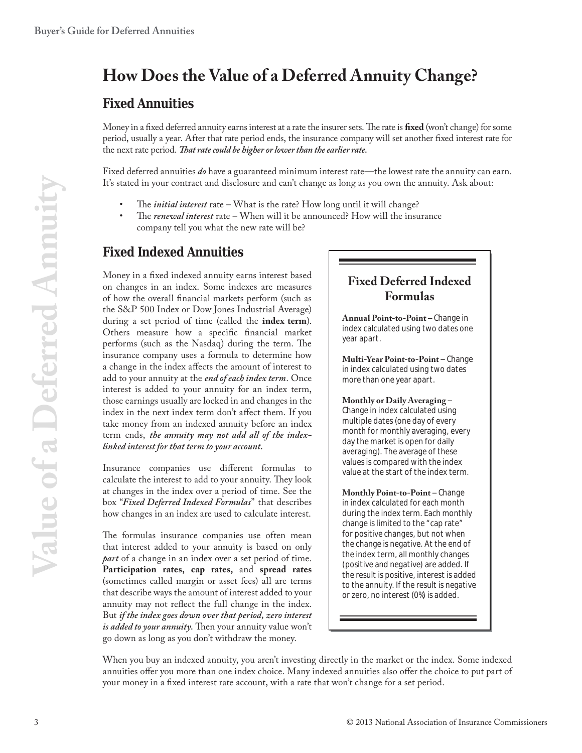# How Does the Value of a Deferred Annuity Change?

## Fixed Annuities

Money in a fixed deferred annuity earns interest at a rate the insurer sets. The rate is **fixed** (won't change) for some period, usually a year. After that rate period ends, the insurance company will set another fixed interest rate for the next rate period. ***That rate could be higher or lower than the earlier rate.***

Fixed deferred annuities ***do*** have a guaranteed minimum interest rate—the lowest rate the annuity can earn. It's stated in your contract and disclosure and can't change as long as you own the annuity. Ask about:

- The ***initial interest*** rate – What is the rate? How long until it will change?
- The ***renewal interest*** rate – When will it be announced? How will the insurance company tell you what the new rate will be?

## Fixed Indexed Annuities

Money in a fixed indexed annuity earns interest based on changes in an index. Some indexes are measures of how the overall financial markets perform (such as the S&P 500 Index or Dow Jones Industrial Average) during a set period of time (called the **index term**). Others measure how a specific financial market performs (such as the Nasdaq) during the term. The insurance company uses a formula to determine how a change in the index affects the amount of interest to add to your annuity at the ***end of each index term***. Once interest is added to your annuity for an index term, those earnings usually are locked in and changes in the index in the next index term don't affect them. If you take money from an indexed annuity before an index term ends, ***the annuity may not add all of the index-linked interest for that term to your account.***

Insurance companies use different formulas to calculate the interest to add to your annuity. They look at changes in the index over a period of time. See the box "***Fixed Deferred Indexed Formulas***" that describes how changes in an index are used to calculate interest.

The formulas insurance companies use often mean that interest added to your annuity is based on only ***part*** of a change in an index over a set period of time. **Participation rates, cap rates,** and **spread rates** (sometimes called margin or asset fees) all are terms that describe ways the amount of interest added to your annuity may not reflect the full change in the index. But ***if the index goes down over that period, zero interest is added to your annuity.*** Then your annuity value won't go down as long as you don't withdraw the money.

### Fixed Deferred Indexed Formulas

**Annual Point-to-Point** – Change in index calculated using two dates one year apart.

**Multi-Year Point-to-Point** – Change in index calculated using two dates more than one year apart.

**Monthly or Daily Averaging** – Change in index calculated using multiple dates (one day of every month for monthly averaging, every day the market is open for daily averaging). The average of these values is compared with the index value at the start of the index term.

**Monthly Point-to-Point** – Change in index calculated for each month during the index term. Each monthly change is limited to the "cap rate" for positive changes, but not when the change is negative. At the end of the index term, all monthly changes (positive and negative) are added. If the result is positive, interest is added to the annuity. If the result is negative or zero, no interest (0%) is added.

When you buy an indexed annuity, you aren't investing directly in the market or the index. Some indexed annuities offer you more than one index choice. Many indexed annuities also offer the choice to put part of your money in a fixed interest rate account, with a rate that won't change for a set period.

© 2013 National Association of Insurance Commissioners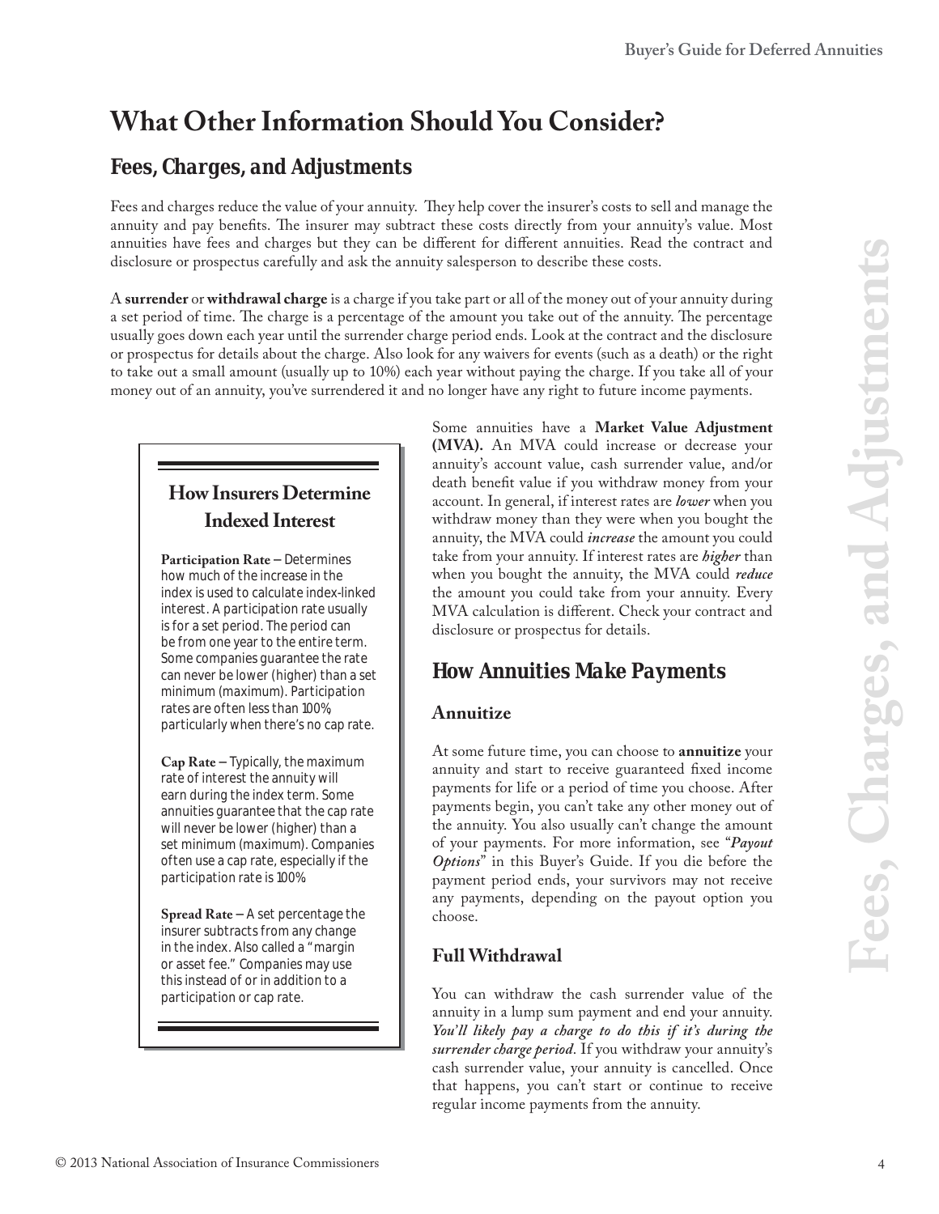# What Other Information Should You Consider?

## Fees, Charges, and Adjustments

Fees and charges reduce the value of your annuity. They help cover the insurer's costs to sell and manage the annuity and pay benefits. The insurer may subtract these costs directly from your annuity's value. Most annuities have fees and charges but they can be different for different annuities. Read the contract and disclosure or prospectus carefully and ask the annuity salesperson to describe these costs.

A **surrender** or **withdrawal charge** is a charge if you take part or all of the money out of your annuity during a set period of time. The charge is a percentage of the amount you take out of the annuity. The percentage usually goes down each year until the surrender charge period ends. Look at the contract and the disclosure or prospectus for details about the charge. Also look for any waivers for events (such as a death) or the right to take out a small amount (usually up to 10%) each year without paying the charge. If you take all of your money out of an annuity, you've surrendered it and no longer have any right to future income payments.

> ### How Insurers Determine Indexed Interest
>
> **Participation Rate** – Determines how much of the increase in the index is used to calculate index-linked interest. A participation rate usually is for a set period. The period can be from one year to the entire term. Some companies guarantee the rate can never be lower (higher) than a set minimum (maximum). Participation rates are often less than 100%, particularly when there's no cap rate.
>
> **Cap Rate** – Typically, the maximum rate of interest the annuity will earn during the index term. Some annuities guarantee that the cap rate will never be lower (higher) than a set minimum (maximum). Companies often use a cap rate, especially if the participation rate is 100%.
>
> **Spread Rate** – A set percentage the insurer subtracts from any change in the index. Also called a "margin or asset fee." Companies may use this instead of or in addition to a participation or cap rate.

Some annuities have a **Market Value Adjustment (MVA).** An MVA could increase or decrease your annuity's account value, cash surrender value, and/or death benefit value if you withdraw money from your account. In general, if interest rates are ***lower*** when you withdraw money than they were when you bought the annuity, the MVA could ***increase*** the amount you could take from your annuity. If interest rates are ***higher*** than when you bought the annuity, the MVA could ***reduce*** the amount you could take from your annuity. Every MVA calculation is different. Check your contract and disclosure or prospectus for details.

## How Annuities Make Payments

### Annuitize

At some future time, you can choose to **annuitize** your annuity and start to receive guaranteed fixed income payments for life or a period of time you choose. After payments begin, you can't take any other money out of the annuity. You also usually can't change the amount of your payments. For more information, see "***Payout Options***" in this Buyer's Guide. If you die before the payment period ends, your survivors may not receive any payments, depending on the payout option you choose.

### Full Withdrawal

You can withdraw the cash surrender value of the annuity in a lump sum payment and end your annuity. ***You'll likely pay a charge to do this if it's during the surrender charge period***. If you withdraw your annuity's cash surrender value, your annuity is cancelled. Once that happens, you can't start or continue to receive regular income payments from the annuity.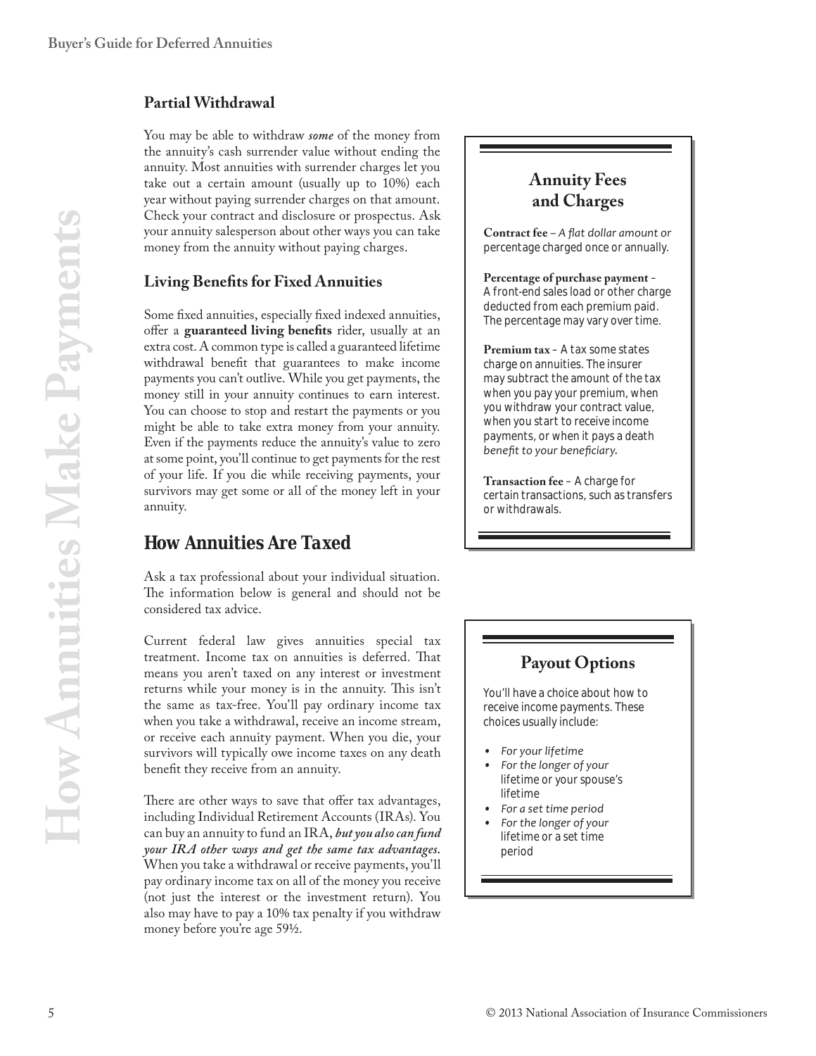### Partial Withdrawal

You may be able to withdraw *some* of the money from the annuity's cash surrender value without ending the annuity. Most annuities with surrender charges let you take out a certain amount (usually up to 10%) each year without paying surrender charges on that amount. Check your contract and disclosure or prospectus. Ask your annuity salesperson about other ways you can take money from the annuity without paying charges.

### Living Benefits for Fixed Annuities

Some fixed annuities, especially fixed indexed annuities, offer a **guaranteed living benefits** rider, usually at an extra cost. A common type is called a guaranteed lifetime withdrawal benefit that guarantees to make income payments you can't outlive. While you get payments, the money still in your annuity continues to earn interest. You can choose to stop and restart the payments or you might be able to take extra money from your annuity. Even if the payments reduce the annuity's value to zero at some point, you'll continue to get payments for the rest of your life. If you die while receiving payments, your survivors may get some or all of the money left in your annuity.

## How Annuities Are Taxed

Ask a tax professional about your individual situation. The information below is general and should not be considered tax advice.

Current federal law gives annuities special tax treatment. Income tax on annuities is deferred. That means you aren't taxed on any interest or investment returns while your money is in the annuity. This isn't the same as tax-free. You'll pay ordinary income tax when you take a withdrawal, receive an income stream, or receive each annuity payment. When you die, your survivors will typically owe income taxes on any death benefit they receive from an annuity.

There are other ways to save that offer tax advantages, including Individual Retirement Accounts (IRAs). You can buy an annuity to fund an IRA, ***but you also can fund your IRA other ways and get the same tax advantages***. When you take a withdrawal or receive payments, you'll pay ordinary income tax on all of the money you receive (not just the interest or the investment return). You also may have to pay a 10% tax penalty if you withdraw money before you're age 59½.

### Annuity Fees and Charges

**Contract fee** – A flat dollar amount or percentage charged once or annually.

**Percentage of purchase payment** – A front-end sales load or other charge deducted from each premium paid. The percentage may vary over time.

**Premium tax** – A tax some states charge on annuities. The insurer may subtract the amount of the tax when you pay your premium, when you withdraw your contract value, when you start to receive income payments, or when it pays a death benefit to your beneficiary.

**Transaction fee** – A charge for certain transactions, such as transfers or withdrawals.

### Payout Options

You'll have a choice about how to receive income payments. These choices usually include:

- For your lifetime
- For the longer of your lifetime or your spouse's lifetime
- For a set time period
- For the longer of your lifetime or a set time period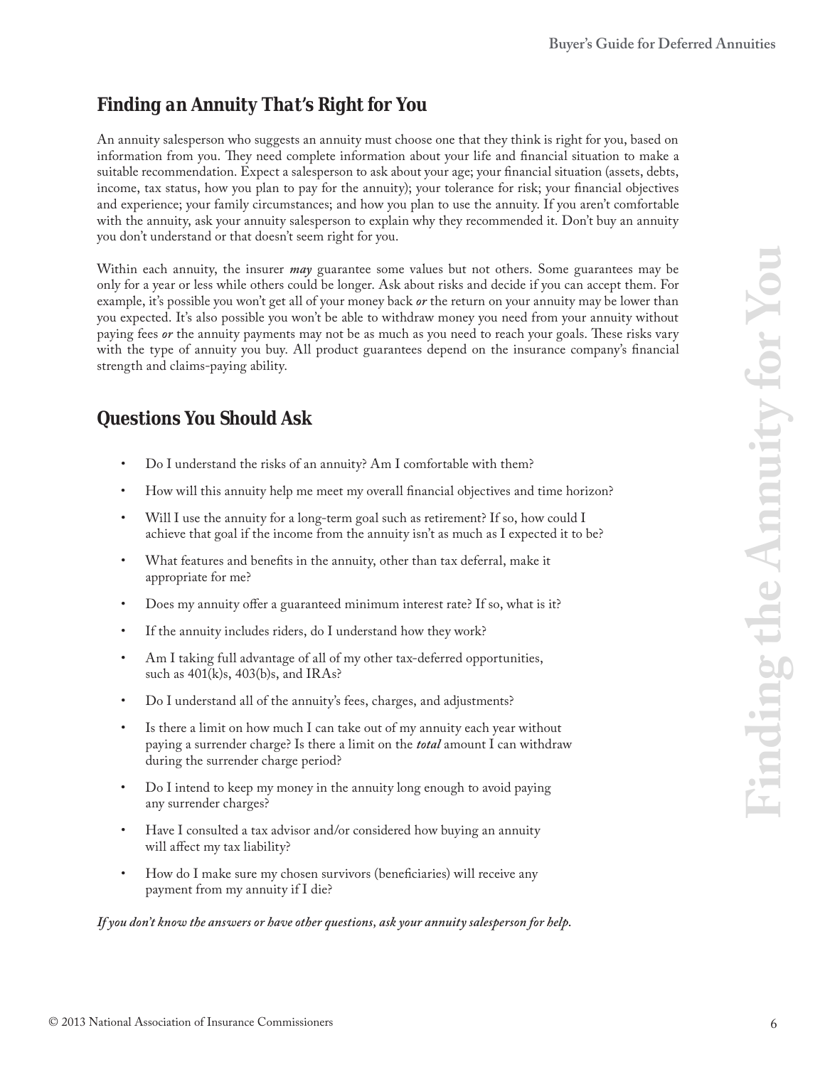## Finding an Annuity That's Right for You

An annuity salesperson who suggests an annuity must choose one that they think is right for you, based on information from you. They need complete information about your life and financial situation to make a suitable recommendation. Expect a salesperson to ask about your age; your financial situation (assets, debts, income, tax status, how you plan to pay for the annuity); your tolerance for risk; your financial objectives and experience; your family circumstances; and how you plan to use the annuity. If you aren't comfortable with the annuity, ask your annuity salesperson to explain why they recommended it. Don't buy an annuity you don't understand or that doesn't seem right for you.

Within each annuity, the insurer ***may*** guarantee some values but not others. Some guarantees may be only for a year or less while others could be longer. Ask about risks and decide if you can accept them. For example, it's possible you won't get all of your money back ***or*** the return on your annuity may be lower than you expected. It's also possible you won't be able to withdraw money you need from your annuity without paying fees ***or*** the annuity payments may not be as much as you need to reach your goals. These risks vary with the type of annuity you buy. All product guarantees depend on the insurance company's financial strength and claims-paying ability.

## Questions You Should Ask

- Do I understand the risks of an annuity? Am I comfortable with them?
- How will this annuity help me meet my overall financial objectives and time horizon?
- Will I use the annuity for a long-term goal such as retirement? If so, how could I achieve that goal if the income from the annuity isn't as much as I expected it to be?
- What features and benefits in the annuity, other than tax deferral, make it appropriate for me?
- Does my annuity offer a guaranteed minimum interest rate? If so, what is it?
- If the annuity includes riders, do I understand how they work?
- Am I taking full advantage of all of my other tax-deferred opportunities, such as 401(k)s, 403(b)s, and IRAs?
- Do I understand all of the annuity's fees, charges, and adjustments?
- Is there a limit on how much I can take out of my annuity each year without paying a surrender charge? Is there a limit on the ***total*** amount I can withdraw during the surrender charge period?
- Do I intend to keep my money in the annuity long enough to avoid paying any surrender charges?
- Have I consulted a tax advisor and/or considered how buying an annuity will affect my tax liability?
- How do I make sure my chosen survivors (beneficiaries) will receive any payment from my annuity if I die?

***If you don't know the answers or have other questions, ask your annuity salesperson for help.***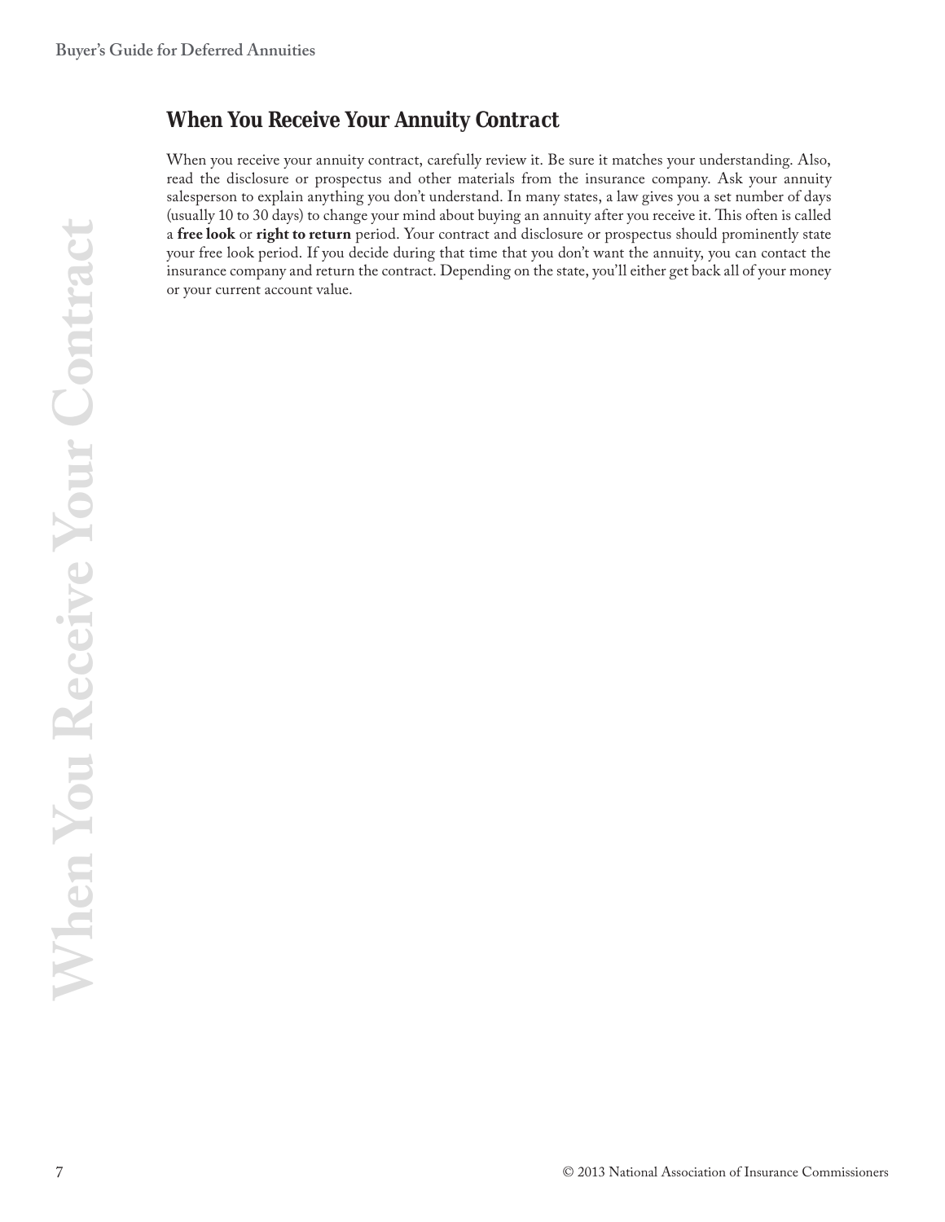## When You Receive Your Annuity Contract

When you receive your annuity contract, carefully review it. Be sure it matches your understanding. Also, read the disclosure or prospectus and other materials from the insurance company. Ask your annuity salesperson to explain anything you don't understand. In many states, a law gives you a set number of days (usually 10 to 30 days) to change your mind about buying an annuity after you receive it. This often is called a **free look** or **right to return** period. Your contract and disclosure or prospectus should prominently state your free look period. If you decide during that time that you don't want the annuity, you can contact the insurance company and return the contract. Depending on the state, you'll either get back all of your money or your current account value.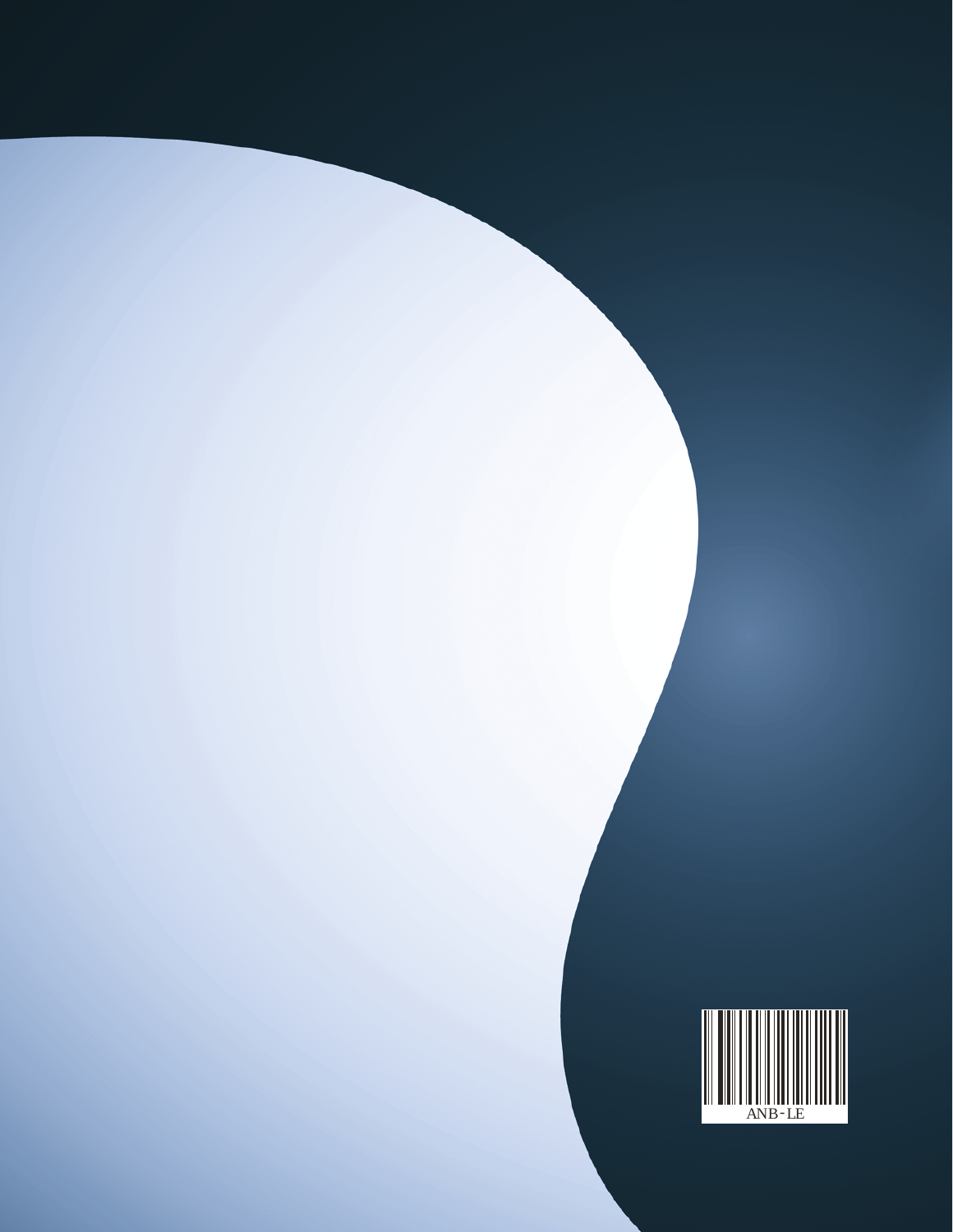ANB-LE